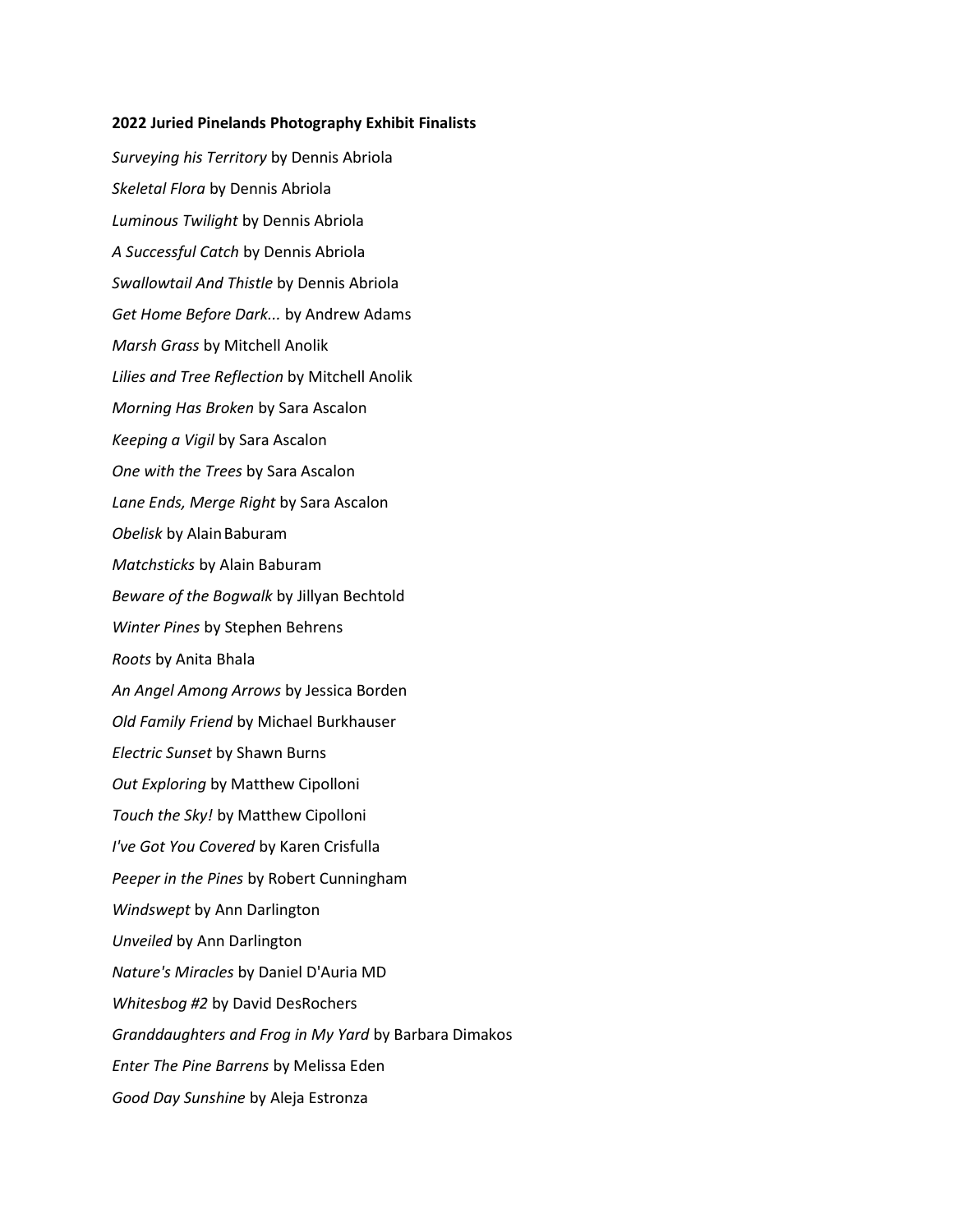**2022 Juried Pinelands Photography Exhibit Finalists**

*Surveying his Territory* by Dennis Abriola

*Skeletal Flora* by Dennis Abriola

*Luminous Twilight* by Dennis Abriola

*A Successful Catch* by Dennis Abriola

*Swallowtail And Thistle* by Dennis Abriola

*Get Home Before Dark...* by Andrew Adams

*Marsh Grass* by Mitchell Anolik

*Lilies and Tree Reflection* by Mitchell Anolik

*Morning Has Broken* by Sara Ascalon

*Keeping a Vigil* by Sara Ascalon

*One with the Trees* by Sara Ascalon

*Lane Ends, Merge Right* by Sara Ascalon

*Obelisk* by Alain Baburam

*Matchsticks* by Alain Baburam

*Beware of the Bogwalk* by Jillyan Bechtold

*Winter Pines* by Stephen Behrens

*Roots* by Anita Bhala

*An Angel Among Arrows* by Jessica Borden

*Old Family Friend* by Michael Burkhauser

*Electric Sunset* by Shawn Burns

*Out Exploring* by Matthew Cipolloni

*Touch the Sky!* by Matthew Cipolloni

*I've Got You Covered* by Karen Crisfulla

*Peeper in the Pines* by Robert Cunningham

*Windswept* by Ann Darlington

*Unveiled* by Ann Darlington

*Nature's Miracles* by Daniel D'Auria MD

*Whitesbog #2* by David DesRochers

*Granddaughters and Frog in My Yard* by Barbara Dimakos

*Enter The Pine Barrens* by Melissa Eden

*Good Day Sunshine* by Aleja Estronza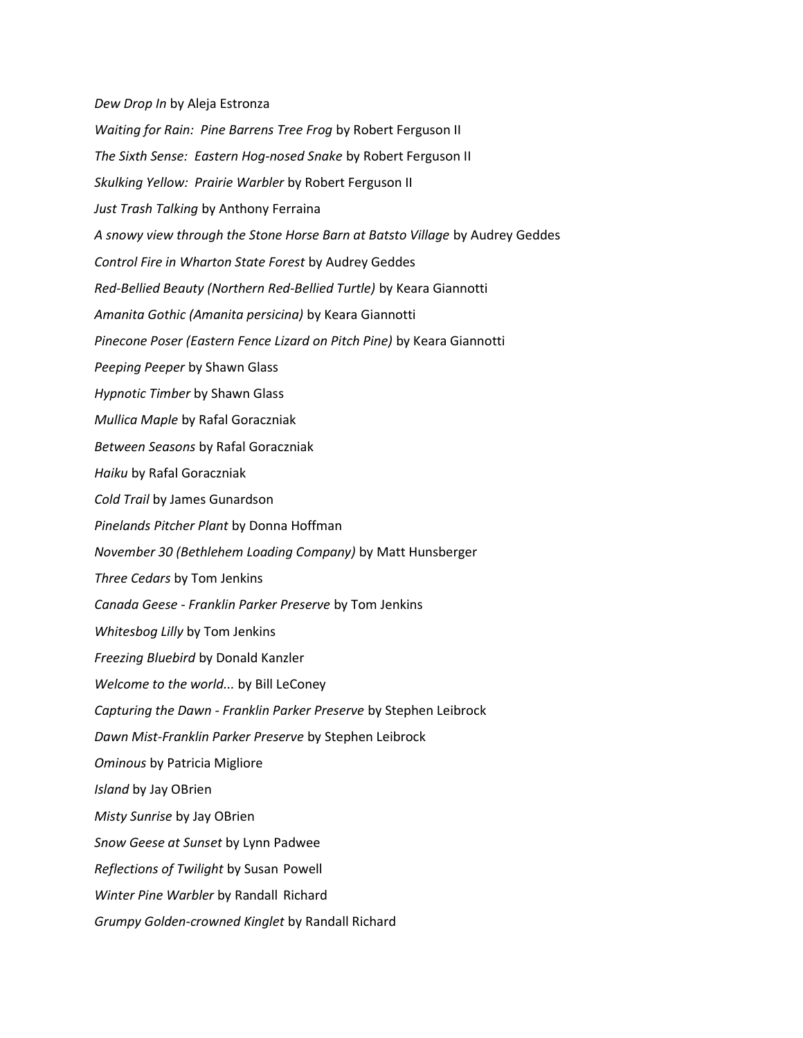*Dew Drop In* by Aleja Estronza

*Waiting for Rain:  Pine Barrens Tree Frog* by Robert Ferguson II

*The Sixth Sense:  Eastern Hog-nosed Snake* by Robert Ferguson II

*Skulking Yellow:  Prairie Warbler* by Robert Ferguson II

*Just Trash Talking* by Anthony Ferraina

*A snowy view through the Stone Horse Barn at Batsto Village* by Audrey Geddes

*Control Fire in Wharton State Forest* by Audrey Geddes

*Red-Bellied Beauty (Northern Red-Bellied Turtle)* by Keara Giannotti

*Amanita Gothic (Amanita persicina)* by Keara Giannotti

*Pinecone Poser (Eastern Fence Lizard on Pitch Pine)* by Keara Giannotti

*Peeping Peeper* by Shawn Glass

*Hypnotic Timber* by Shawn Glass

*Mullica Maple* by Rafal Goraczniak

*Between Seasons* by Rafal Goraczniak

*Haiku* by Rafal Goraczniak

*Cold Trail* by James Gunardson

*Pinelands Pitcher Plant* by Donna Hoffman

*November 30 (Bethlehem Loading Company)* by Matt Hunsberger

*Three Cedars* by Tom Jenkins

*Canada Geese - Franklin Parker Preserve* by Tom Jenkins

*Whitesbog Lilly* by Tom Jenkins

*Freezing Bluebird* by Donald Kanzler

*Welcome to the world...* by Bill LeConey

*Capturing the Dawn - Franklin Parker Preserve* by Stephen Leibrock

*Dawn Mist-Franklin Parker Preserve* by Stephen Leibrock

*Ominous* by Patricia Migliore

*Island* by Jay OBrien

*Misty Sunrise* by Jay OBrien

*Snow Geese at Sunset* by Lynn Padwee

*Reflections of Twilight* by Susan Powell

*Winter Pine Warbler* by Randall Richard

*Grumpy Golden-crowned Kinglet* by Randall Richard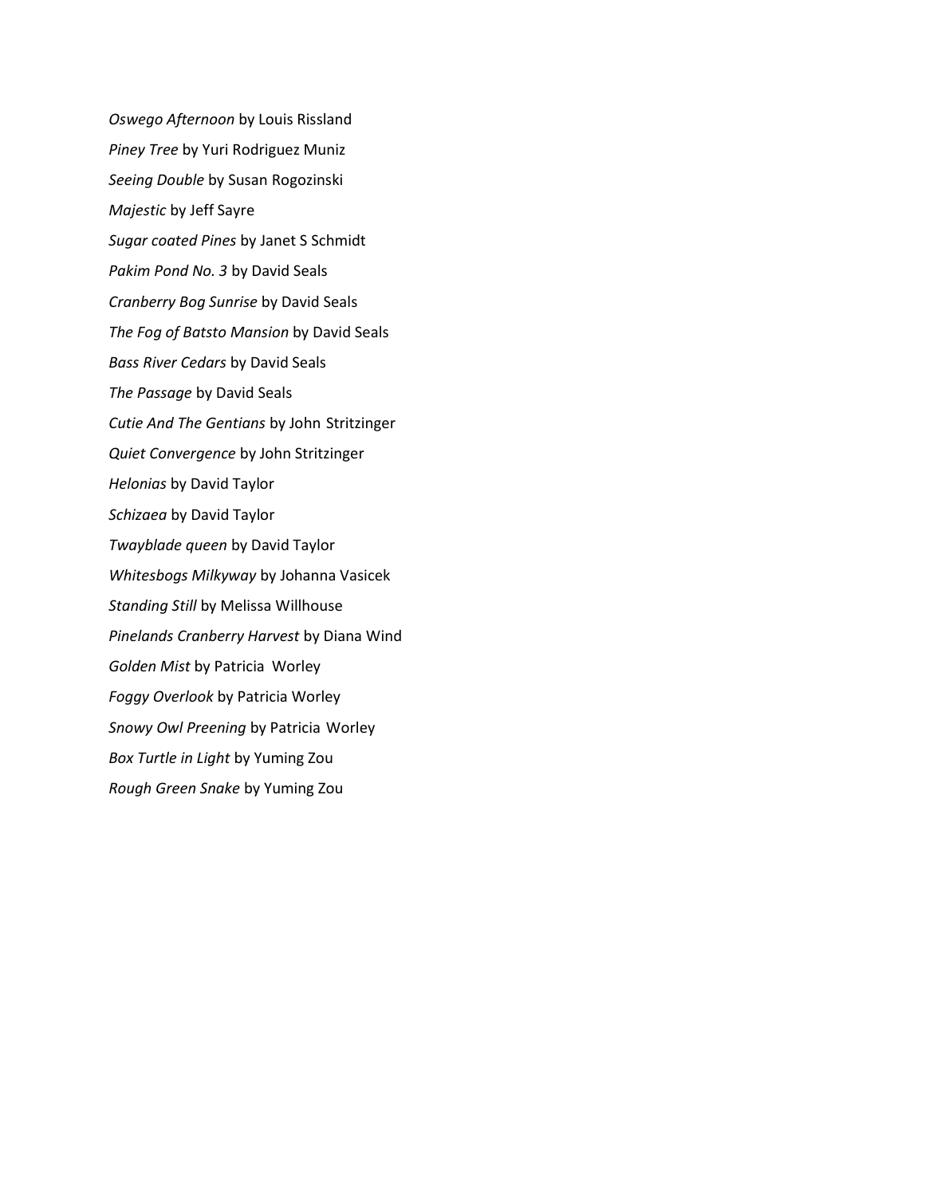*Oswego Afternoon* by Louis Rissland

*Piney Tree* by Yuri Rodriguez Muniz

*Seeing Double* by Susan Rogozinski

*Majestic* by Jeff Sayre

*Sugar coated Pines* by Janet S Schmidt

*Pakim Pond No. 3* by David Seals

*Cranberry Bog Sunrise* by David Seals

*The Fog of Batsto Mansion* by David Seals

*Bass River Cedars* by David Seals

*The Passage* by David Seals

*Cutie And The Gentians* by John Stritzinger

*Quiet Convergence* by John Stritzinger

*Helonias* by David Taylor

*Schizaea* by David Taylor

*Twayblade queen* by David Taylor

*Whitesbogs Milkyway* by Johanna Vasicek

*Standing Still* by Melissa Willhouse

*Pinelands Cranberry Harvest* by Diana Wind

*Golden Mist* by Patricia Worley

*Foggy Overlook* by Patricia Worley

*Snowy Owl Preening* by Patricia Worley

*Box Turtle in Light* by Yuming Zou

*Rough Green Snake* by Yuming Zou